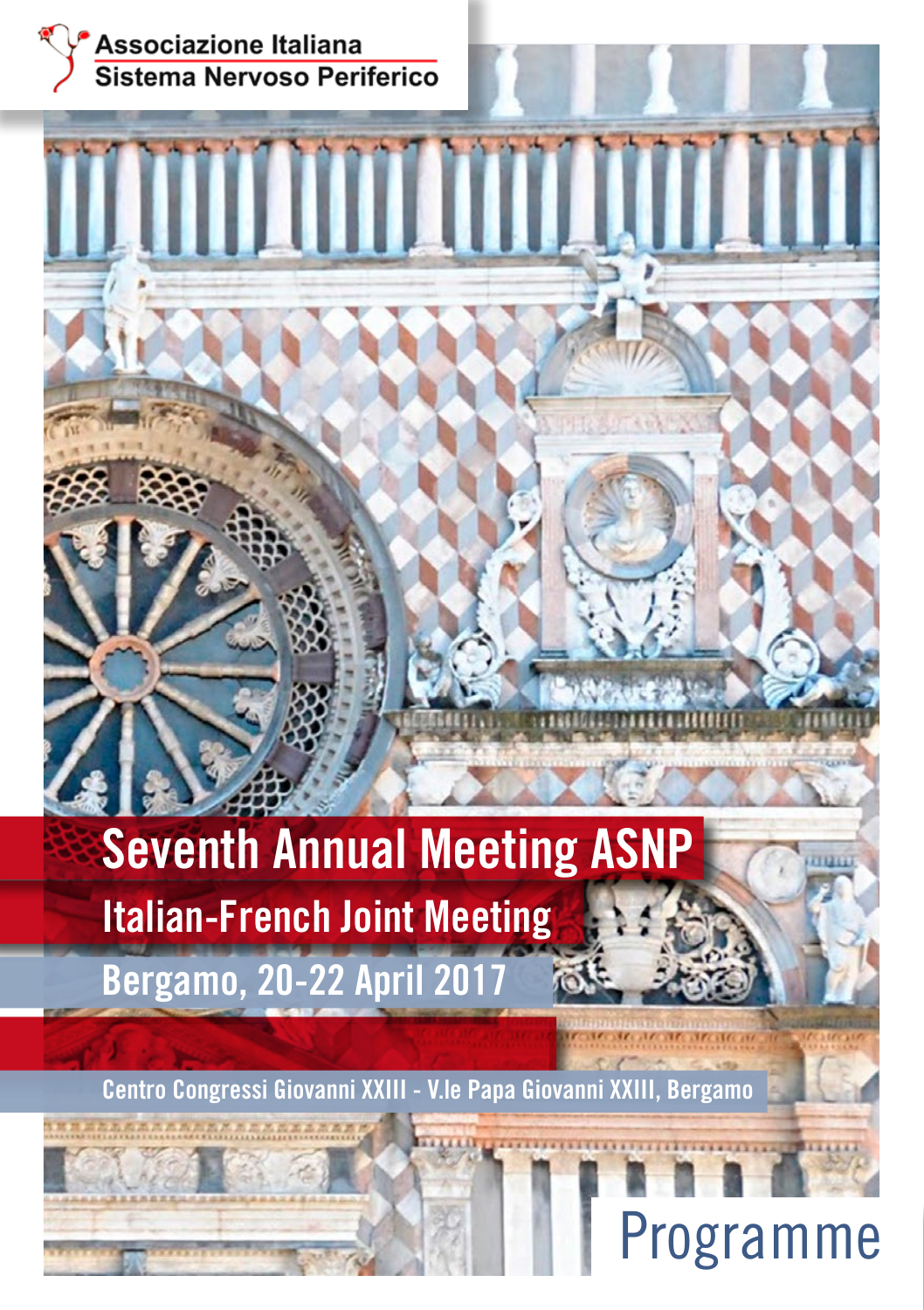Associazione Italiana
Sistema Nervoso Periferico

# Seventh Annual Meeting ASNP

## Italian-French Joint Meeting

## Bergamo, 20-22 April 2017

Centro Congressi Giovanni XXIII - V.le Papa Giovanni XXIII, Bergamo

# Programme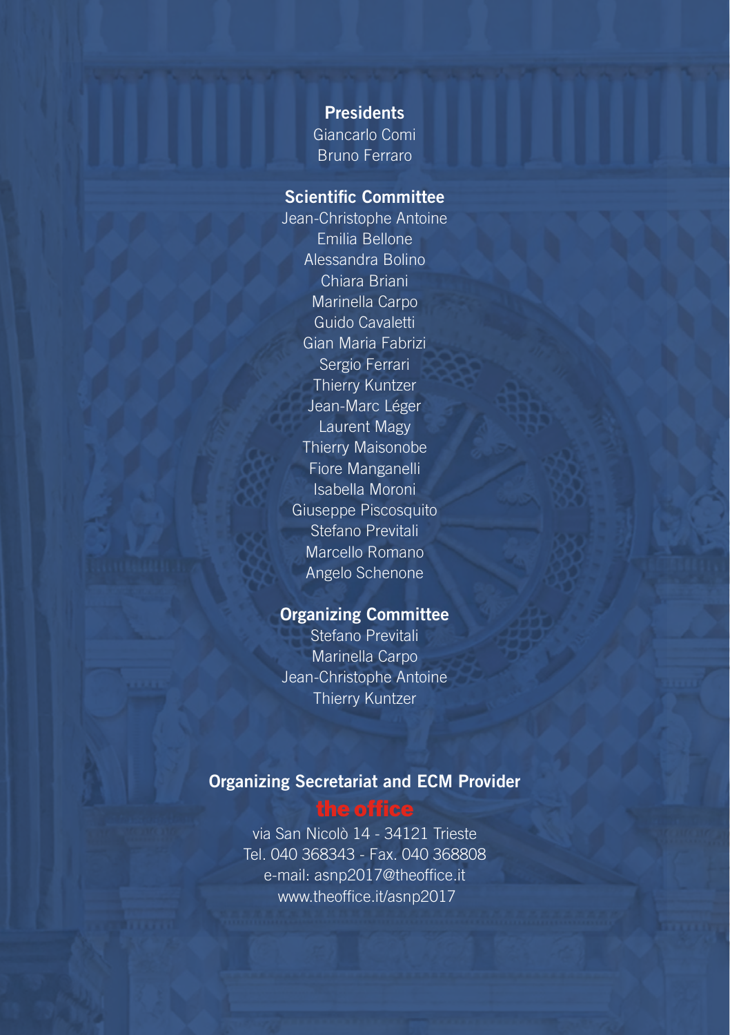**Presidents**

Giancarlo Comi
Bruno Ferraro

**Scientific Committee**

Jean-Christophe Antoine
Emilia Bellone
Alessandra Bolino
Chiara Briani
Marinella Carpo
Guido Cavaletti
Gian Maria Fabrizi
Sergio Ferrari
Thierry Kuntzer
Jean-Marc Léger
Laurent Magy
Thierry Maisonobe
Fiore Manganelli
Isabella Moroni
Giuseppe Piscosquito
Stefano Previtali
Marcello Romano
Angelo Schenone

**Organizing Committee**

Stefano Previtali
Marinella Carpo
Jean-Christophe Antoine
Thierry Kuntzer

**Organizing Secretariat and ECM Provider**

**the office**

via San Nicolò 14 - 34121 Trieste
Tel. 040 368343 - Fax. 040 368808
e-mail: asnp2017@theoffice.it
www.theoffice.it/asnp2017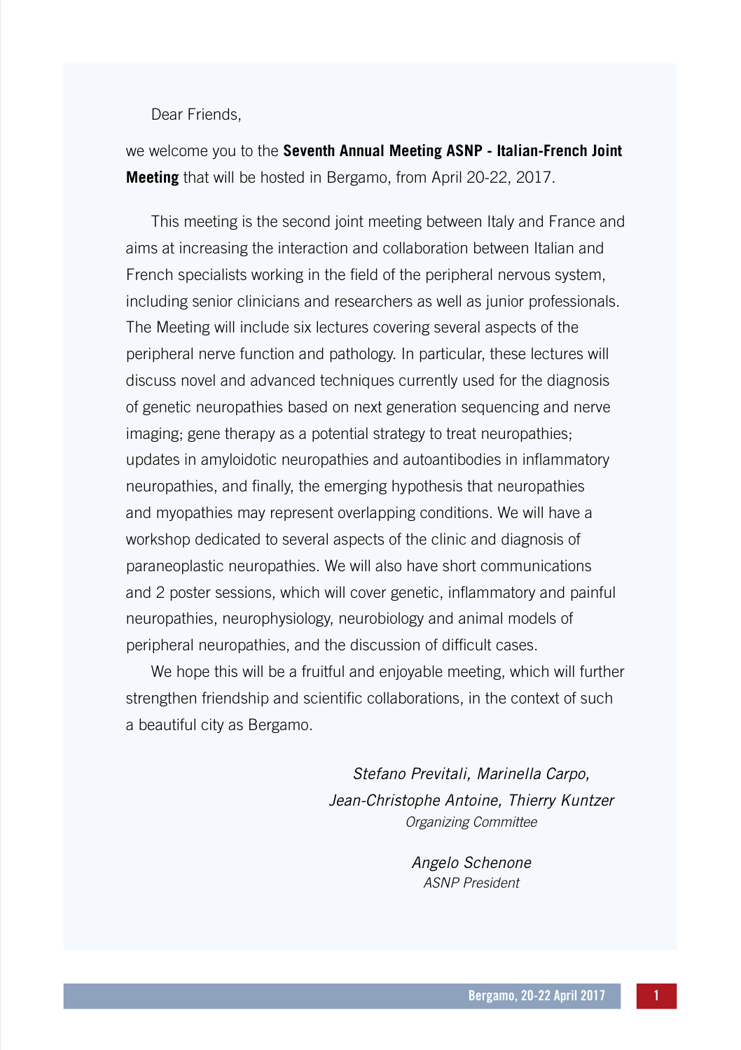Dear Friends,

we welcome you to the **Seventh Annual Meeting ASNP - Italian-French Joint Meeting** that will be hosted in Bergamo, from April 20-22, 2017.

This meeting is the second joint meeting between Italy and France and aims at increasing the interaction and collaboration between Italian and French specialists working in the field of the peripheral nervous system, including senior clinicians and researchers as well as junior professionals. The Meeting will include six lectures covering several aspects of the peripheral nerve function and pathology. In particular, these lectures will discuss novel and advanced techniques currently used for the diagnosis of genetic neuropathies based on next generation sequencing and nerve imaging; gene therapy as a potential strategy to treat neuropathies; updates in amyloidotic neuropathies and autoantibodies in inflammatory neuropathies, and finally, the emerging hypothesis that neuropathies and myopathies may represent overlapping conditions. We will have a workshop dedicated to several aspects of the clinic and diagnosis of paraneoplastic neuropathies. We will also have short communications and 2 poster sessions, which will cover genetic, inflammatory and painful neuropathies, neurophysiology, neurobiology and animal models of peripheral neuropathies, and the discussion of difficult cases.

We hope this will be a fruitful and enjoyable meeting, which will further strengthen friendship and scientific collaborations, in the context of such a beautiful city as Bergamo.

*Stefano Previtali, Marinella Carpo,*
*Jean-Christophe Antoine, Thierry Kuntzer*
*Organizing Committee*

*Angelo Schenone*
*ASNP President*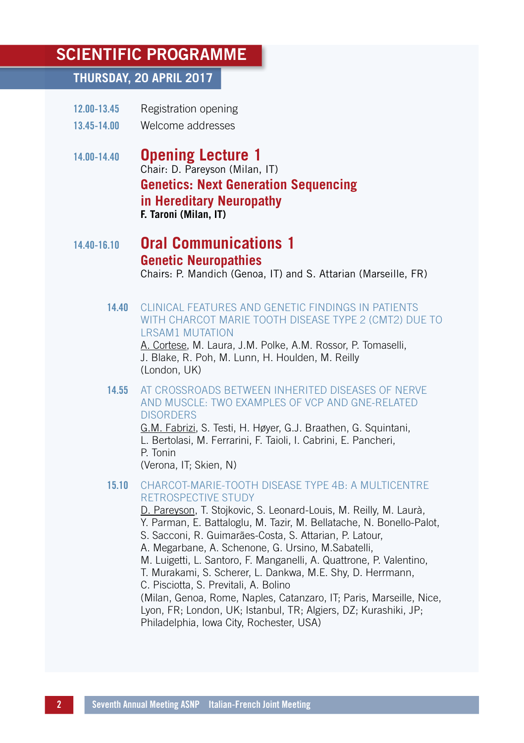# SCIENTIFIC PROGRAMME

## THURSDAY, 20 APRIL 2017

**12.00-13.45** Registration opening

**13.45-14.00** Welcome addresses

**14.00-14.40** **Opening Lecture 1**

Chair: D. Pareyson (Milan, IT)

**Genetics: Next Generation Sequencing in Hereditary Neuropathy**

**F. Taroni (Milan, IT)**

**14.40-16.10** **Oral Communications 1**

**Genetic Neuropathies**

Chairs: P. Mandich (Genoa, IT) and S. Attarian (Marseille, FR)

**14.40** CLINICAL FEATURES AND GENETIC FINDINGS IN PATIENTS WITH CHARCOT MARIE TOOTH DISEASE TYPE 2 (CMT2) DUE TO LRSAM1 MUTATION

A. Cortese, M. Laura, J.M. Polke, A.M. Rossor, P. Tomaselli, J. Blake, R. Poh, M. Lunn, H. Houlden, M. Reilly (London, UK)

**14.55** AT CROSSROADS BETWEEN INHERITED DISEASES OF NERVE AND MUSCLE: TWO EXAMPLES OF VCP AND GNE-RELATED DISORDERS

G.M. Fabrizi, S. Testi, H. Høyer, G.J. Braathen, G. Squintani, L. Bertolasi, M. Ferrarini, F. Taioli, I. Cabrini, E. Pancheri, P. Tonin (Verona, IT; Skien, N)

**15.10** CHARCOT-MARIE-TOOTH DISEASE TYPE 4B: A MULTICENTRE RETROSPECTIVE STUDY

D. Pareyson, T. Stojkovic, S. Leonard-Louis, M. Reilly, M. Laurà, Y. Parman, E. Battaloglu, M. Tazir, M. Bellatache, N. Bonello-Palot, S. Sacconi, R. Guimarães-Costa, S. Attarian, P. Latour, A. Megarbane, A. Schenone, G. Ursino, M.Sabatelli, M. Luigetti, L. Santoro, F. Manganelli, A. Quattrone, P. Valentino, T. Murakami, S. Scherer, L. Dankwa, M.E. Shy, D. Herrmann, C. Pisciotta, S. Previtali, A. Bolino (Milan, Genoa, Rome, Naples, Catanzaro, IT; Paris, Marseille, Nice, Lyon, FR; London, UK; Istanbul, TR; Algiers, DZ; Kurashiki, JP; Philadelphia, Iowa City, Rochester, USA)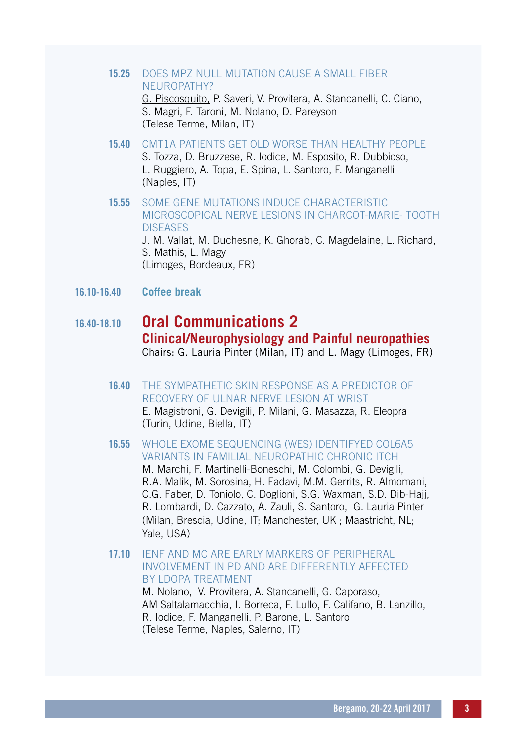**15.25** DOES MPZ NULL MUTATION CAUSE A SMALL FIBER NEUROPATHY?
G. Piscosquito, P. Saveri, V. Provitera, A. Stancanelli, C. Ciano, S. Magri, F. Taroni, M. Nolano, D. Pareyson
(Telese Terme, Milan, IT)

**15.40** CMT1A PATIENTS GET OLD WORSE THAN HEALTHY PEOPLE
S. Tozza, D. Bruzzese, R. Iodice, M. Esposito, R. Dubbioso, L. Ruggiero, A. Topa, E. Spina, L. Santoro, F. Manganelli
(Naples, IT)

**15.55** SOME GENE MUTATIONS INDUCE CHARACTERISTIC MICROSCOPICAL NERVE LESIONS IN CHARCOT-MARIE- TOOTH DISEASES
J. M. Vallat, M. Duchesne, K. Ghorab, C. Magdelaine, L. Richard, S. Mathis, L. Magy
(Limoges, Bordeaux, FR)

**16.10-16.40** **Coffee break**

## 16.40-18.10 Oral Communications 2
### Clinical/Neurophysiology and Painful neuropathies

Chairs: G. Lauria Pinter (Milan, IT) and L. Magy (Limoges, FR)

**16.40** THE SYMPATHETIC SKIN RESPONSE AS A PREDICTOR OF RECOVERY OF ULNAR NERVE LESION AT WRIST
E. Magistroni, G. Devigili, P. Milani, G. Masazza, R. Eleopra
(Turin, Udine, Biella, IT)

**16.55** WHOLE EXOME SEQUENCING (WES) IDENTIFYED COL6A5 VARIANTS IN FAMILIAL NEUROPATHIC CHRONIC ITCH
M. Marchi, F. Martinelli-Boneschi, M. Colombi, G. Devigili, R.A. Malik, M. Sorosina, H. Fadavi, M.M. Gerrits, R. Almomani, C.G. Faber, D. Toniolo, C. Doglioni, S.G. Waxman, S.D. Dib-Hajj, R. Lombardi, D. Cazzato, A. Zauli, S. Santoro, G. Lauria Pinter
(Milan, Brescia, Udine, IT; Manchester, UK ; Maastricht, NL; Yale, USA)

**17.10** IENF AND MC ARE EARLY MARKERS OF PERIPHERAL INVOLVEMENT IN PD AND ARE DIFFERENTLY AFFECTED BY LDOPA TREATMENT
M. Nolano, V. Provitera, A. Stancanelli, G. Caporaso, AM Saltalamacchia, I. Borreca, F. Lullo, F. Califano, B. Lanzillo, R. Iodice, F. Manganelli, P. Barone, L. Santoro
(Telese Terme, Naples, Salerno, IT)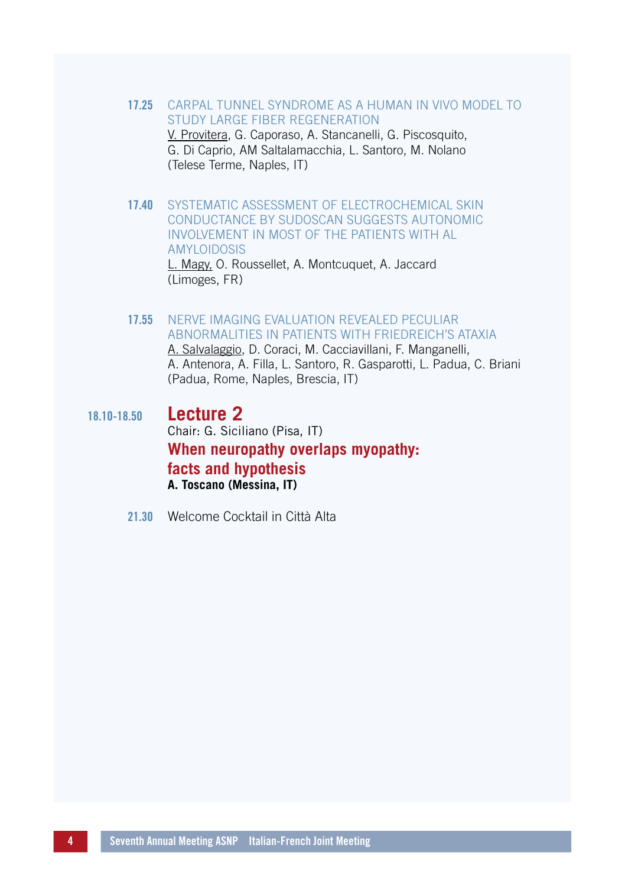**17.25** CARPAL TUNNEL SYNDROME AS A HUMAN IN VIVO MODEL TO STUDY LARGE FIBER REGENERATION
V. Provitera, G. Caporaso, A. Stancanelli, G. Piscosquito, G. Di Caprio, AM Saltalamacchia, L. Santoro, M. Nolano
(Telese Terme, Naples, IT)

**17.40** SYSTEMATIC ASSESSMENT OF ELECTROCHEMICAL SKIN CONDUCTANCE BY SUDOSCAN SUGGESTS AUTONOMIC INVOLVEMENT IN MOST OF THE PATIENTS WITH AL AMYLOIDOSIS
L. Magy, O. Roussellet, A. Montcuquet, A. Jaccard
(Limoges, FR)

**17.55** NERVE IMAGING EVALUATION REVEALED PECULIAR ABNORMALITIES IN PATIENTS WITH FRIEDREICH'S ATAXIA
A. Salvalaggio, D. Coraci, M. Cacciavillani, F. Manganelli, A. Antenora, A. Filla, L. Santoro, R. Gasparotti, L. Padua, C. Briani
(Padua, Rome, Naples, Brescia, IT)

**18.10-18.50**

## Lecture 2

Chair: G. Siciliano (Pisa, IT)

### When neuropathy overlaps myopathy: facts and hypothesis

**A. Toscano (Messina, IT)**

**21.30** Welcome Cocktail in Città Alta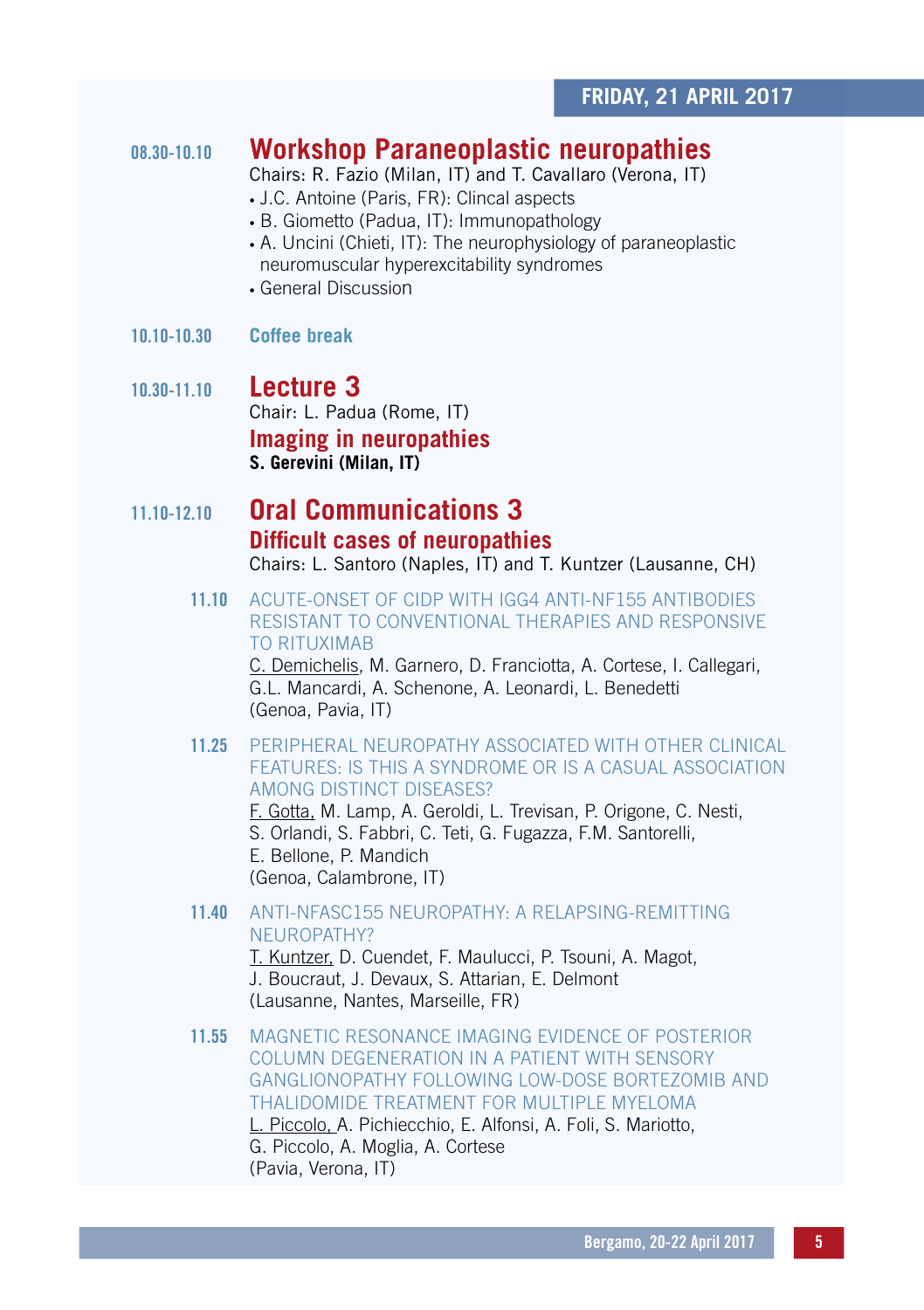## FRIDAY, 21 APRIL 2017

**08.30-10.10** **Workshop Paraneoplastic neuropathies**

Chairs: R. Fazio (Milan, IT) and T. Cavallaro (Verona, IT)

- J.C. Antoine (Paris, FR): Clincal aspects
- B. Giometto (Padua, IT): Immunopathology
- A. Uncini (Chieti, IT): The neurophysiology of paraneoplastic neuromuscular hyperexcitability syndromes
- General Discussion

**10.10-10.30** **Coffee break**

**10.30-11.10** **Lecture 3**

Chair: L. Padua (Rome, IT)

**Imaging in neuropathies**

**S. Gerevini (Milan, IT)**

**11.10-12.10** **Oral Communications 3**

**Difficult cases of neuropathies**

Chairs: L. Santoro (Naples, IT) and T. Kuntzer (Lausanne, CH)

**11.10** ACUTE-ONSET OF CIDP WITH IGG4 ANTI-NF155 ANTIBODIES RESISTANT TO CONVENTIONAL THERAPIES AND RESPONSIVE TO RITUXIMAB

C. Demichelis, M. Garnero, D. Franciotta, A. Cortese, I. Callegari, G.L. Mancardi, A. Schenone, A. Leonardi, L. Benedetti
(Genoa, Pavia, IT)

**11.25** PERIPHERAL NEUROPATHY ASSOCIATED WITH OTHER CLINICAL FEATURES: IS THIS A SYNDROME OR IS A CASUAL ASSOCIATION AMONG DISTINCT DISEASES?

F. Gotta, M. Lamp, A. Geroldi, L. Trevisan, P. Origone, C. Nesti, S. Orlandi, S. Fabbri, C. Teti, G. Fugazza, F.M. Santorelli, E. Bellone, P. Mandich
(Genoa, Calambrone, IT)

**11.40** ANTI-NFASC155 NEUROPATHY: A RELAPSING-REMITTING NEUROPATHY?

T. Kuntzer, D. Cuendet, F. Maulucci, P. Tsouni, A. Magot, J. Boucraut, J. Devaux, S. Attarian, E. Delmont
(Lausanne, Nantes, Marseille, FR)

**11.55** MAGNETIC RESONANCE IMAGING EVIDENCE OF POSTERIOR COLUMN DEGENERATION IN A PATIENT WITH SENSORY GANGLIONOPATHY FOLLOWING LOW-DOSE BORTEZOMIB AND THALIDOMIDE TREATMENT FOR MULTIPLE MYELOMA

L. Piccolo, A. Pichiecchio, E. Alfonsi, A. Foli, S. Mariotto, G. Piccolo, A. Moglia, A. Cortese
(Pavia, Verona, IT)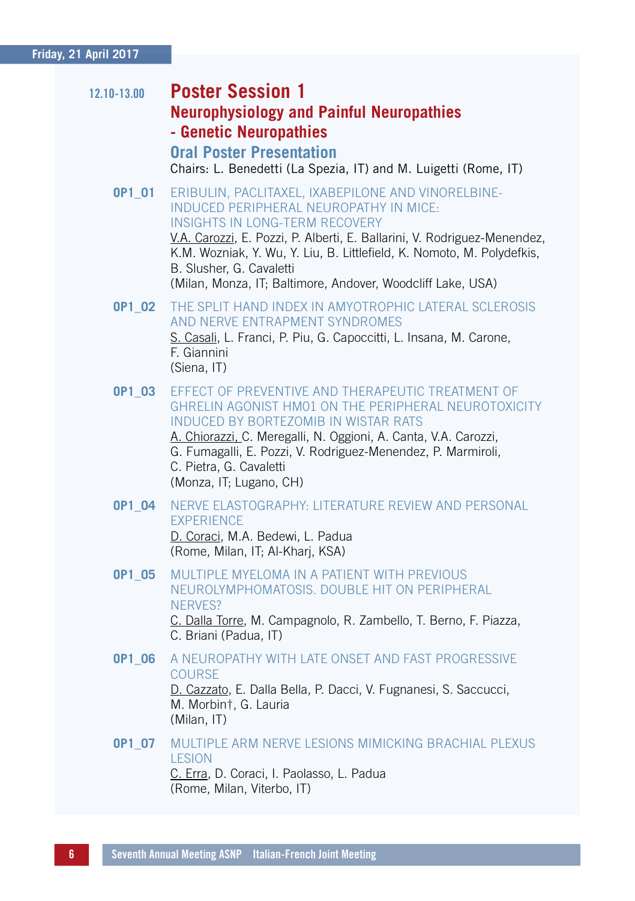Friday, 21 April 2017

12.10-13.00

## Poster Session 1
## Neurophysiology and Painful Neuropathies - Genetic Neuropathies
### Oral Poster Presentation

Chairs: L. Benedetti (La Spezia, IT) and M. Luigetti (Rome, IT)

**OP1_01** ERIBULIN, PACLITAXEL, IXABEPILONE AND VINORELBINE-INDUCED PERIPHERAL NEUROPATHY IN MICE: INSIGHTS IN LONG-TERM RECOVERY
V.A. Carozzi, E. Pozzi, P. Alberti, E. Ballarini, V. Rodriguez-Menendez, K.M. Wozniak, Y. Wu, Y. Liu, B. Littlefield, K. Nomoto, M. Polydefkis, B. Slusher, G. Cavaletti
(Milan, Monza, IT; Baltimore, Andover, Woodcliff Lake, USA)

**OP1_02** THE SPLIT HAND INDEX IN AMYOTROPHIC LATERAL SCLEROSIS AND NERVE ENTRAPMENT SYNDROMES
S. Casali, L. Franci, P. Piu, G. Capoccitti, L. Insana, M. Carone, F. Giannini
(Siena, IT)

**OP1_03** EFFECT OF PREVENTIVE AND THERAPEUTIC TREATMENT OF GHRELIN AGONIST HM01 ON THE PERIPHERAL NEUROTOXICITY INDUCED BY BORTEZOMIB IN WISTAR RATS
A. Chiorazzi, C. Meregalli, N. Oggioni, A. Canta, V.A. Carozzi, G. Fumagalli, E. Pozzi, V. Rodriguez-Menendez, P. Marmiroli, C. Pietra, G. Cavaletti
(Monza, IT; Lugano, CH)

**OP1_04** NERVE ELASTOGRAPHY: LITERATURE REVIEW AND PERSONAL EXPERIENCE
D. Coraci, M.A. Bedewi, L. Padua
(Rome, Milan, IT; Al-Kharj, KSA)

**OP1_05** MULTIPLE MYELOMA IN A PATIENT WITH PREVIOUS NEUROLYMPHOMATOSIS. DOUBLE HIT ON PERIPHERAL NERVES?
C. Dalla Torre, M. Campagnolo, R. Zambello, T. Berno, F. Piazza, C. Briani (Padua, IT)

**OP1_06** A NEUROPATHY WITH LATE ONSET AND FAST PROGRESSIVE COURSE
D. Cazzato, E. Dalla Bella, P. Dacci, V. Fugnanesi, S. Saccucci, M. Morbin†, G. Lauria
(Milan, IT)

**OP1_07** MULTIPLE ARM NERVE LESIONS MIMICKING BRACHIAL PLEXUS LESION
C. Erra, D. Coraci, I. Paolasso, L. Padua
(Rome, Milan, Viterbo, IT)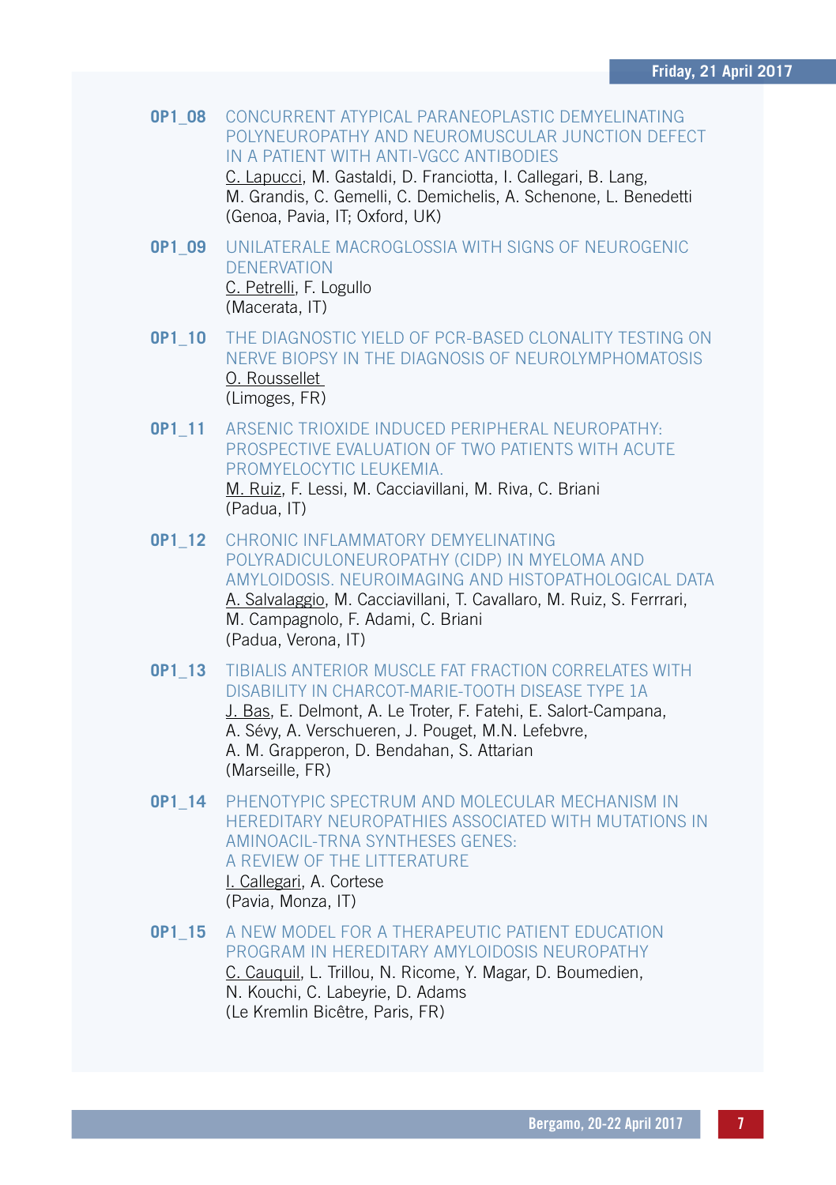**OP1_08** CONCURRENT ATYPICAL PARANEOPLASTIC DEMYELINATING POLYNEUROPATHY AND NEUROMUSCULAR JUNCTION DEFECT IN A PATIENT WITH ANTI-VGCC ANTIBODIES
C. Lapucci, M. Gastaldi, D. Franciotta, I. Callegari, B. Lang, M. Grandis, C. Gemelli, C. Demichelis, A. Schenone, L. Benedetti
(Genoa, Pavia, IT; Oxford, UK)

**OP1_09** UNILATERALE MACROGLOSSIA WITH SIGNS OF NEUROGENIC DENERVATION
C. Petrelli, F. Logullo
(Macerata, IT)

**OP1_10** THE DIAGNOSTIC YIELD OF PCR-BASED CLONALITY TESTING ON NERVE BIOPSY IN THE DIAGNOSIS OF NEUROLYMPHOMATOSIS
O. Roussellet
(Limoges, FR)

**OP1_11** ARSENIC TRIOXIDE INDUCED PERIPHERAL NEUROPATHY: PROSPECTIVE EVALUATION OF TWO PATIENTS WITH ACUTE PROMYELOCYTIC LEUKEMIA.
M. Ruiz, F. Lessi, M. Cacciavillani, M. Riva, C. Briani
(Padua, IT)

**OP1_12** CHRONIC INFLAMMATORY DEMYELINATING POLYRADICULONEUROPATHY (CIDP) IN MYELOMA AND AMYLOIDOSIS. NEUROIMAGING AND HISTOPATHOLOGICAL DATA
A. Salvalaggio, M. Cacciavillani, T. Cavallaro, M. Ruiz, S. Ferrrari, M. Campagnolo, F. Adami, C. Briani
(Padua, Verona, IT)

**OP1_13** TIBIALIS ANTERIOR MUSCLE FAT FRACTION CORRELATES WITH DISABILITY IN CHARCOT-MARIE-TOOTH DISEASE TYPE 1A
J. Bas, E. Delmont, A. Le Troter, F. Fatehi, E. Salort-Campana, A. Sévy, A. Verschueren, J. Pouget, M.N. Lefebvre, A. M. Grapperon, D. Bendahan, S. Attarian
(Marseille, FR)

**OP1_14** PHENOTYPIC SPECTRUM AND MOLECULAR MECHANISM IN HEREDITARY NEUROPATHIES ASSOCIATED WITH MUTATIONS IN AMINOACIL-TRNA SYNTHESES GENES: A REVIEW OF THE LITTERATURE
I. Callegari, A. Cortese
(Pavia, Monza, IT)

**OP1_15** A NEW MODEL FOR A THERAPEUTIC PATIENT EDUCATION PROGRAM IN HEREDITARY AMYLOIDOSIS NEUROPATHY
C. Cauquil, L. Trillou, N. Ricome, Y. Magar, D. Boumedien, N. Kouchi, C. Labeyrie, D. Adams
(Le Kremlin Bicêtre, Paris, FR)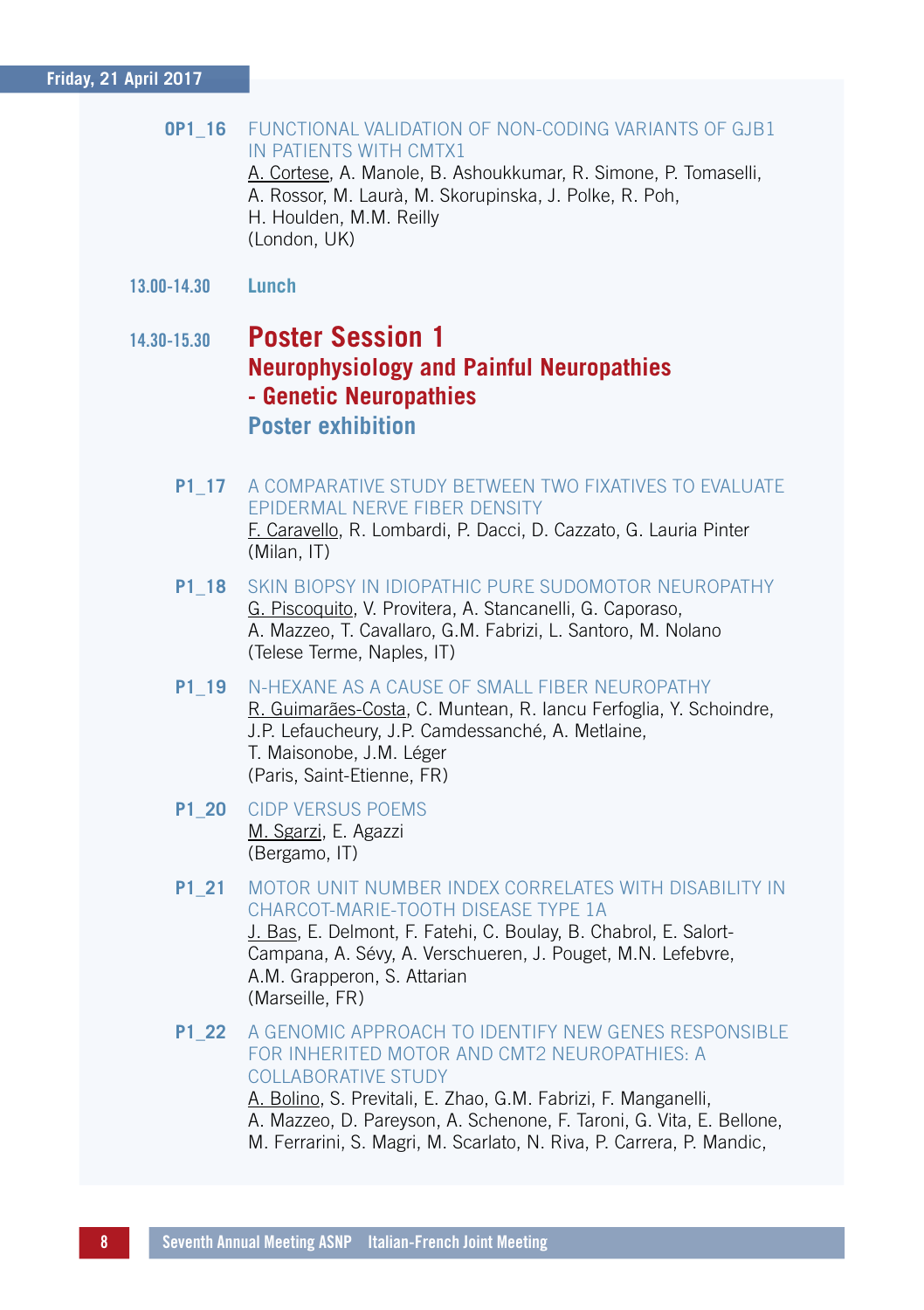**OP1_16** FUNCTIONAL VALIDATION OF NON-CODING VARIANTS OF GJB1 IN PATIENTS WITH CMTX1
A. Cortese, A. Manole, B. Ashoukkumar, R. Simone, P. Tomaselli, A. Rossor, M. Laurà, M. Skorupinska, J. Polke, R. Poh, H. Houlden, M.M. Reilly
(London, UK)

**13.00-14.30** **Lunch**

## 14.30-15.30 Poster Session 1

### Neurophysiology and Painful Neuropathies - Genetic Neuropathies

### Poster exhibition

**P1_17** A COMPARATIVE STUDY BETWEEN TWO FIXATIVES TO EVALUATE EPIDERMAL NERVE FIBER DENSITY
F. Caravello, R. Lombardi, P. Dacci, D. Cazzato, G. Lauria Pinter
(Milan, IT)

**P1_18** SKIN BIOPSY IN IDIOPATHIC PURE SUDOMOTOR NEUROPATHY
G. Piscoquito, V. Provitera, A. Stancanelli, G. Caporaso, A. Mazzeo, T. Cavallaro, G.M. Fabrizi, L. Santoro, M. Nolano
(Telese Terme, Naples, IT)

**P1_19** N-HEXANE AS A CAUSE OF SMALL FIBER NEUROPATHY
R. Guimarães-Costa, C. Muntean, R. Iancu Ferfoglia, Y. Schoindre, J.P. Lefaucheury, J.P. Camdessanché, A. Metlaine, T. Maisonobe, J.M. Léger
(Paris, Saint-Etienne, FR)

**P1_20** CIDP VERSUS POEMS
M. Sgarzi, E. Agazzi
(Bergamo, IT)

**P1_21** MOTOR UNIT NUMBER INDEX CORRELATES WITH DISABILITY IN CHARCOT-MARIE-TOOTH DISEASE TYPE 1A
J. Bas, E. Delmont, F. Fatehi, C. Boulay, B. Chabrol, E. Salort-Campana, A. Sévy, A. Verschueren, J. Pouget, M.N. Lefebvre, A.M. Grapperon, S. Attarian
(Marseille, FR)

**P1_22** A GENOMIC APPROACH TO IDENTIFY NEW GENES RESPONSIBLE FOR INHERITED MOTOR AND CMT2 NEUROPATHIES: A COLLABORATIVE STUDY
A. Bolino, S. Previtali, E. Zhao, G.M. Fabrizi, F. Manganelli, A. Mazzeo, D. Pareyson, A. Schenone, F. Taroni, G. Vita, E. Bellone, M. Ferrarini, S. Magri, M. Scarlato, N. Riva, P. Carrera, P. Mandic,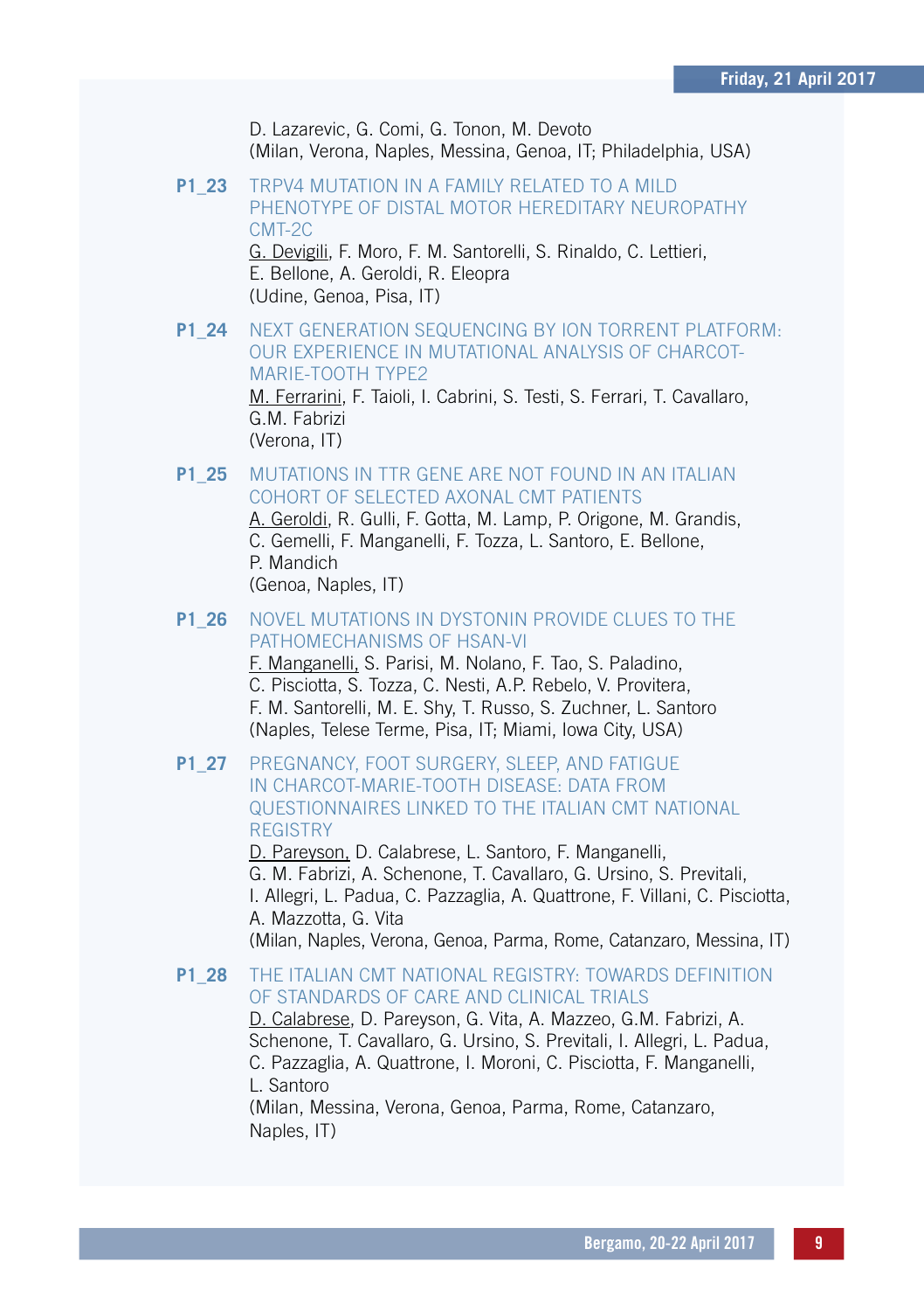D. Lazarevic, G. Comi, G. Tonon, M. Devoto
(Milan, Verona, Naples, Messina, Genoa, IT; Philadelphia, USA)

**P1_23** TRPV4 MUTATION IN A FAMILY RELATED TO A MILD PHENOTYPE OF DISTAL MOTOR HEREDITARY NEUROPATHY CMT-2C

<u>G. Devigili</u>, F. Moro, F. M. Santorelli, S. Rinaldo, C. Lettieri, E. Bellone, A. Geroldi, R. Eleopra
(Udine, Genoa, Pisa, IT)

**P1_24** NEXT GENERATION SEQUENCING BY ION TORRENT PLATFORM: OUR EXPERIENCE IN MUTATIONAL ANALYSIS OF CHARCOT-MARIE-TOOTH TYPE2

<u>M. Ferrarini</u>, F. Taioli, I. Cabrini, S. Testi, S. Ferrari, T. Cavallaro, G.M. Fabrizi
(Verona, IT)

**P1_25** MUTATIONS IN TTR GENE ARE NOT FOUND IN AN ITALIAN COHORT OF SELECTED AXONAL CMT PATIENTS

<u>A. Geroldi</u>, R. Gulli, F. Gotta, M. Lamp, P. Origone, M. Grandis, C. Gemelli, F. Manganelli, F. Tozza, L. Santoro, E. Bellone, P. Mandich
(Genoa, Naples, IT)

**P1_26** NOVEL MUTATIONS IN DYSTONIN PROVIDE CLUES TO THE PATHOMECHANISMS OF HSAN-VI

<u>F. Manganelli,</u> S. Parisi, M. Nolano, F. Tao, S. Paladino, C. Pisciotta, S. Tozza, C. Nesti, A.P. Rebelo, V. Provitera, F. M. Santorelli, M. E. Shy, T. Russo, S. Zuchner, L. Santoro
(Naples, Telese Terme, Pisa, IT; Miami, Iowa City, USA)

**P1_27** PREGNANCY, FOOT SURGERY, SLEEP, AND FATIGUE IN CHARCOT-MARIE-TOOTH DISEASE: DATA FROM QUESTIONNAIRES LINKED TO THE ITALIAN CMT NATIONAL REGISTRY

<u>D. Pareyson,</u> D. Calabrese, L. Santoro, F. Manganelli, G. M. Fabrizi, A. Schenone, T. Cavallaro, G. Ursino, S. Previtali, I. Allegri, L. Padua, C. Pazzaglia, A. Quattrone, F. Villani, C. Pisciotta, A. Mazzotta, G. Vita
(Milan, Naples, Verona, Genoa, Parma, Rome, Catanzaro, Messina, IT)

**P1_28** THE ITALIAN CMT NATIONAL REGISTRY: TOWARDS DEFINITION OF STANDARDS OF CARE AND CLINICAL TRIALS

<u>D. Calabrese</u>, D. Pareyson, G. Vita, A. Mazzeo, G.M. Fabrizi, A. Schenone, T. Cavallaro, G. Ursino, S. Previtali, I. Allegri, L. Padua, C. Pazzaglia, A. Quattrone, I. Moroni, C. Pisciotta, F. Manganelli, L. Santoro
(Milan, Messina, Verona, Genoa, Parma, Rome, Catanzaro, Naples, IT)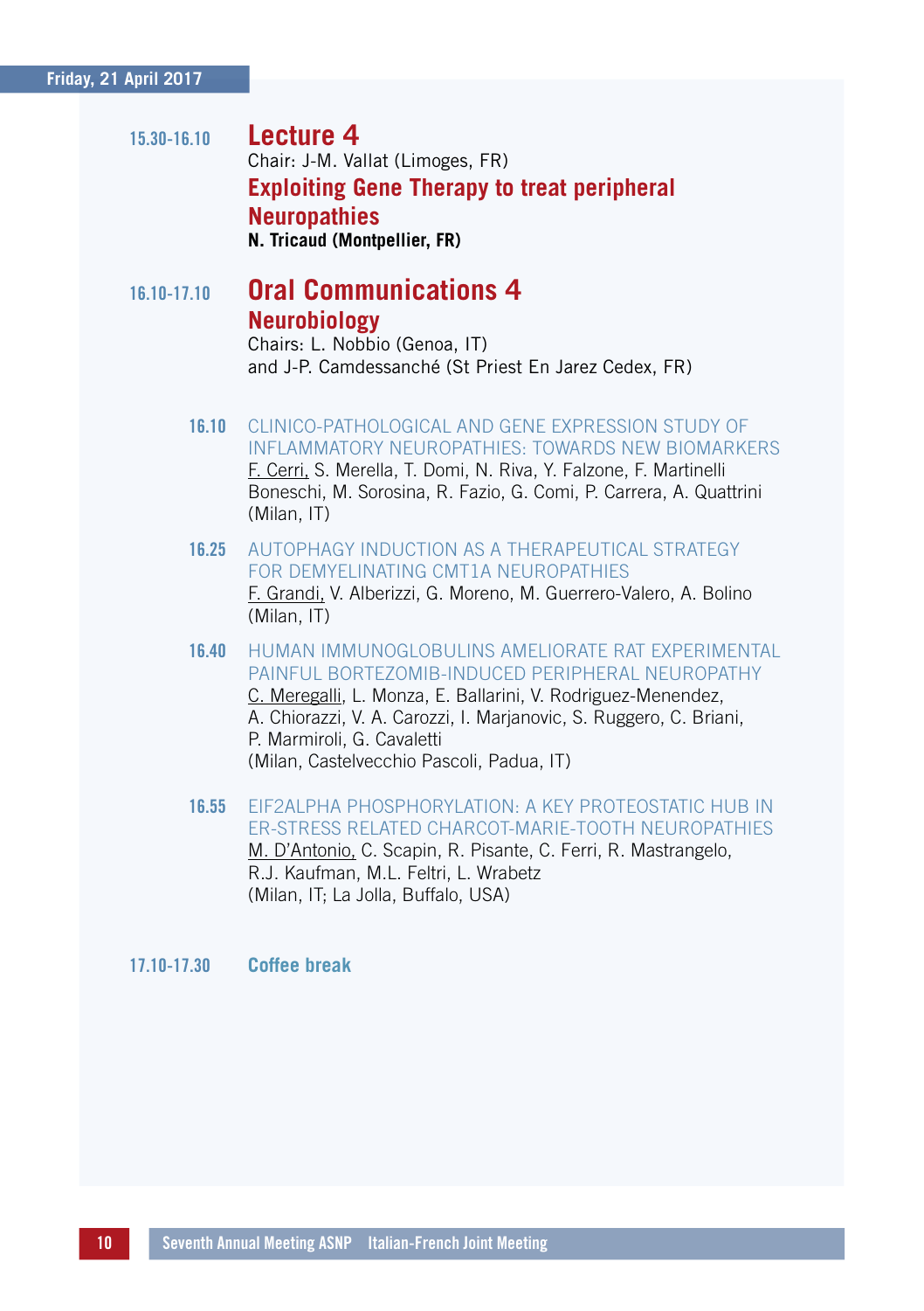Friday, 21 April 2017

**15.30-16.10** **Lecture 4**

Chair: J-M. Vallat (Limoges, FR)

**Exploiting Gene Therapy to treat peripheral Neuropathies**

**N. Tricaud (Montpellier, FR)**

**16.10-17.10** **Oral Communications 4**

**Neurobiology**

Chairs: L. Nobbio (Genoa, IT)
and J-P. Camdessanché (St Priest En Jarez Cedex, FR)

**16.10** CLINICO-PATHOLOGICAL AND GENE EXPRESSION STUDY OF INFLAMMATORY NEUROPATHIES: TOWARDS NEW BIOMARKERS
F. Cerri, S. Merella, T. Domi, N. Riva, Y. Falzone, F. Martinelli Boneschi, M. Sorosina, R. Fazio, G. Comi, P. Carrera, A. Quattrini
(Milan, IT)

**16.25** AUTOPHAGY INDUCTION AS A THERAPEUTICAL STRATEGY FOR DEMYELINATING CMT1A NEUROPATHIES
F. Grandi, V. Alberizzi, G. Moreno, M. Guerrero-Valero, A. Bolino
(Milan, IT)

**16.40** HUMAN IMMUNOGLOBULINS AMELIORATE RAT EXPERIMENTAL PAINFUL BORTEZOMIB-INDUCED PERIPHERAL NEUROPATHY
C. Meregalli, L. Monza, E. Ballarini, V. Rodriguez-Menendez, A. Chiorazzi, V. A. Carozzi, I. Marjanovic, S. Ruggero, C. Briani, P. Marmiroli, G. Cavaletti
(Milan, Castelvecchio Pascoli, Padua, IT)

**16.55** EIF2ALPHA PHOSPHORYLATION: A KEY PROTEOSTATIC HUB IN ER-STRESS RELATED CHARCOT-MARIE-TOOTH NEUROPATHIES
M. D'Antonio, C. Scapin, R. Pisante, C. Ferri, R. Mastrangelo, R.J. Kaufman, M.L. Feltri, L. Wrabetz
(Milan, IT; La Jolla, Buffalo, USA)

**17.10-17.30** **Coffee break**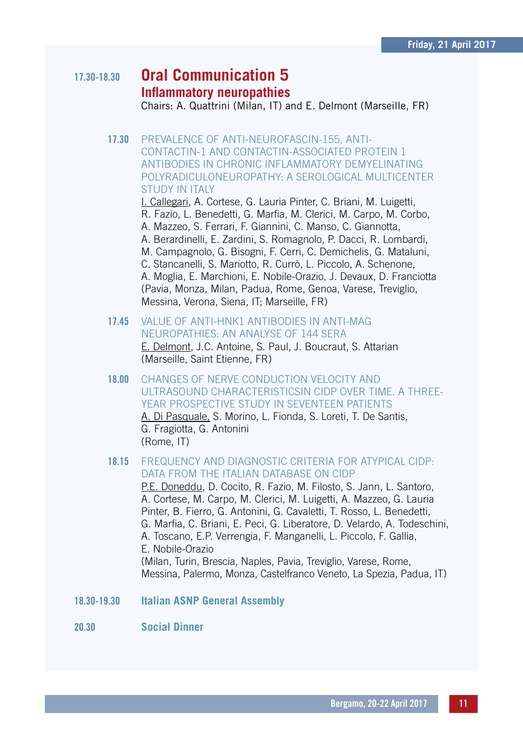**17.30-18.30**

## Oral Communication 5

### Inflammatory neuropathies

Chairs: A. Quattrini (Milan, IT) and E. Delmont (Marseille, FR)

**17.30** PREVALENCE OF ANTI-NEUROFASCIN-155, ANTI-CONTACTIN-1 AND CONTACTIN-ASSOCIATED PROTEIN 1 ANTIBODIES IN CHRONIC INFLAMMATORY DEMYELINATING POLYRADICULONEUROPATHY: A SEROLOGICAL MULTICENTER STUDY IN ITALY

I. Callegari, A. Cortese, G. Lauria Pinter, C. Briani, M. Luigetti, R. Fazio, L. Benedetti, G. Marfia, M. Clerici, M. Carpo, M. Corbo, A. Mazzeo, S. Ferrari, F. Giannini, C. Manso, C. Giannotta, A. Berardinelli, E. Zardini, S. Romagnolo, P. Dacci, R. Lombardi, M. Campagnolo, G. Bisogni, F. Cerri, C. Demichelis, G. Mataluni, C. Stancanelli, S. Mariotto, R. Currò, L. Piccolo, A. Schenone, A. Moglia, E. Marchioni, E. Nobile-Orazio, J. Devaux, D. Franciotta (Pavia, Monza, Milan, Padua, Rome, Genoa, Varese, Treviglio, Messina, Verona, Siena, IT; Marseille, FR)

**17.45** VALUE OF ANTI-HNK1 ANTIBODIES IN ANTI-MAG NEUROPATHIES: AN ANALYSE OF 144 SERA

E. Delmont, J.C. Antoine, S. Paul, J. Boucraut, S. Attarian (Marseille, Saint Etienne, FR)

**18.00** CHANGES OF NERVE CONDUCTION VELOCITY AND ULTRASOUND CHARACTERISTICSIN CIDP OVER TIME. A THREE-YEAR PROSPECTIVE STUDY IN SEVENTEEN PATIENTS

A. Di Pasquale, S. Morino, L. Fionda, S. Loreti, T. De Santis, G. Fragiotta, G. Antonini (Rome, IT)

**18.15** FREQUENCY AND DIAGNOSTIC CRITERIA FOR ATYPICAL CIDP: DATA FROM THE ITALIAN DATABASE ON CIDP

P.E. Doneddu, D. Cocito, R. Fazio, M. Filosto, S. Jann, L. Santoro, A. Cortese, M. Carpo, M. Clerici, M. Luigetti, A. Mazzeo, G. Lauria Pinter, B. Fierro, G. Antonini, G. Cavaletti, T. Rosso, L. Benedetti, G. Marfia, C. Briani, E. Peci, G. Liberatore, D. Velardo, A. Todeschini, A. Toscano, E.P. Verrengia, F. Manganelli, L. Piccolo, F. Gallia, E. Nobile-Orazio (Milan, Turin, Brescia, Naples, Pavia, Treviglio, Varese, Rome, Messina, Palermo, Monza, Castelfranco Veneto, La Spezia, Padua, IT)

**18.30-19.30** **Italian ASNP General Assembly**

**20.30** **Social Dinner**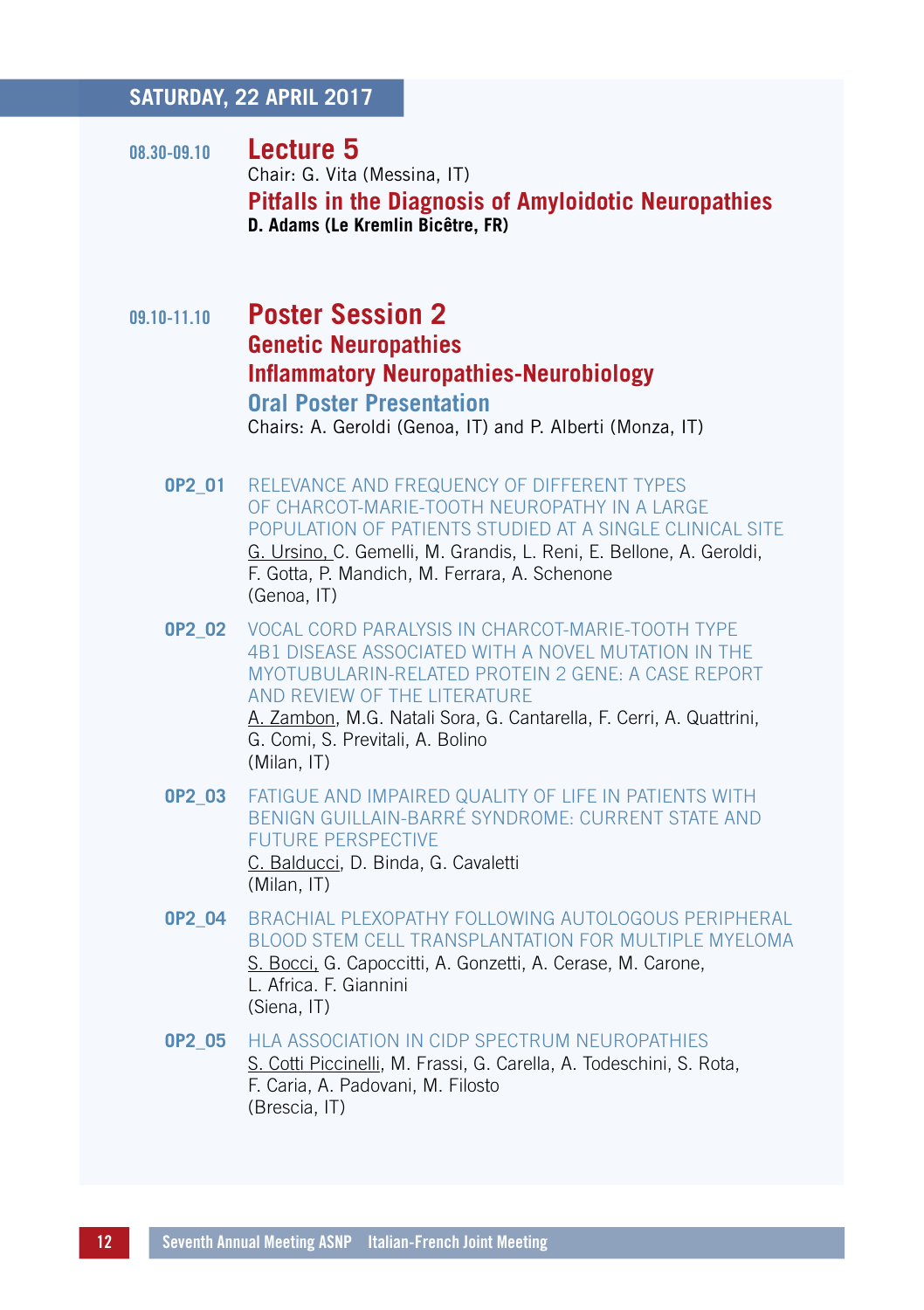## SATURDAY, 22 APRIL 2017

**08.30-09.10** **Lecture 5**

Chair: G. Vita (Messina, IT)

**Pitfalls in the Diagnosis of Amyloidotic Neuropathies**

**D. Adams (Le Kremlin Bicêtre, FR)**

**09.10-11.10** **Poster Session 2**

**Genetic Neuropathies**

**Inflammatory Neuropathies-Neurobiology**

**Oral Poster Presentation**

Chairs: A. Geroldi (Genoa, IT) and P. Alberti (Monza, IT)

**OP2_01** RELEVANCE AND FREQUENCY OF DIFFERENT TYPES OF CHARCOT-MARIE-TOOTH NEUROPATHY IN A LARGE POPULATION OF PATIENTS STUDIED AT A SINGLE CLINICAL SITE
<u>G. Ursino,</u> C. Gemelli, M. Grandis, L. Reni, E. Bellone, A. Geroldi, F. Gotta, P. Mandich, M. Ferrara, A. Schenone
(Genoa, IT)

**OP2_02** VOCAL CORD PARALYSIS IN CHARCOT-MARIE-TOOTH TYPE 4B1 DISEASE ASSOCIATED WITH A NOVEL MUTATION IN THE MYOTUBULARIN-RELATED PROTEIN 2 GENE: A CASE REPORT AND REVIEW OF THE LITERATURE
<u>A. Zambon</u>, M.G. Natali Sora, G. Cantarella, F. Cerri, A. Quattrini, G. Comi, S. Previtali, A. Bolino
(Milan, IT)

**OP2_03** FATIGUE AND IMPAIRED QUALITY OF LIFE IN PATIENTS WITH BENIGN GUILLAIN-BARRÉ SYNDROME: CURRENT STATE AND FUTURE PERSPECTIVE
<u>C. Balducci</u>, D. Binda, G. Cavaletti
(Milan, IT)

**OP2_04** BRACHIAL PLEXOPATHY FOLLOWING AUTOLOGOUS PERIPHERAL BLOOD STEM CELL TRANSPLANTATION FOR MULTIPLE MYELOMA
<u>S. Bocci,</u> G. Capoccitti, A. Gonzetti, A. Cerase, M. Carone, L. Africa. F. Giannini
(Siena, IT)

**OP2_05** HLA ASSOCIATION IN CIDP SPECTRUM NEUROPATHIES
<u>S. Cotti Piccinelli</u>, M. Frassi, G. Carella, A. Todeschini, S. Rota, F. Caria, A. Padovani, M. Filosto
(Brescia, IT)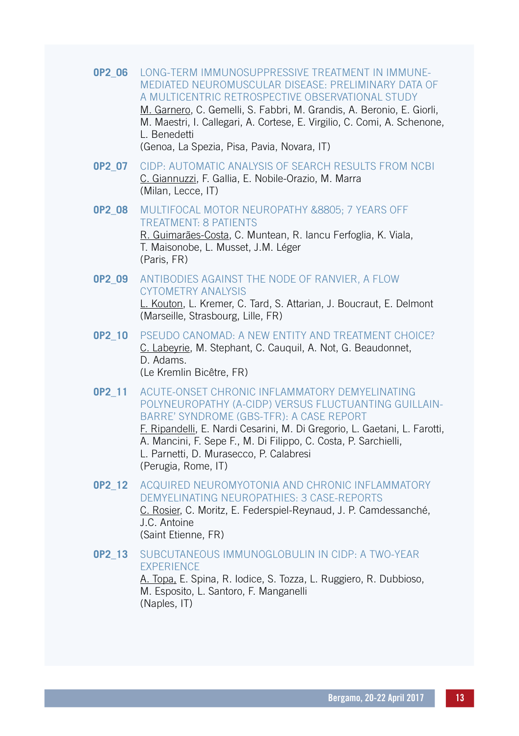**OP2_06** LONG-TERM IMMUNOSUPPRESSIVE TREATMENT IN IMMUNE-MEDIATED NEUROMUSCULAR DISEASE: PRELIMINARY DATA OF A MULTICENTRIC RETROSPECTIVE OBSERVATIONAL STUDY
M. Garnero, C. Gemelli, S. Fabbri, M. Grandis, A. Beronio, E. Giorli, M. Maestri, I. Callegari, A. Cortese, E. Virgilio, C. Comi, A. Schenone, L. Benedetti
(Genoa, La Spezia, Pisa, Pavia, Novara, IT)

**OP2_07** CIDP: AUTOMATIC ANALYSIS OF SEARCH RESULTS FROM NCBI
C. Giannuzzi, F. Gallia, E. Nobile-Orazio, M. Marra
(Milan, Lecce, IT)

**OP2_08** MULTIFOCAL MOTOR NEUROPATHY &8805; 7 YEARS OFF TREATMENT: 8 PATIENTS
R. Guimarães-Costa, C. Muntean, R. Iancu Ferfoglia, K. Viala, T. Maisonobe, L. Musset, J.M. Léger
(Paris, FR)

**OP2_09** ANTIBODIES AGAINST THE NODE OF RANVIER, A FLOW CYTOMETRY ANALYSIS
L. Kouton, L. Kremer, C. Tard, S. Attarian, J. Boucraut, E. Delmont
(Marseille, Strasbourg, Lille, FR)

**OP2_10** PSEUDO CANOMAD: A NEW ENTITY AND TREATMENT CHOICE?
C. Labeyrie, M. Stephant, C. Cauquil, A. Not, G. Beaudonnet, D. Adams.
(Le Kremlin Bicêtre, FR)

**OP2_11** ACUTE-ONSET CHRONIC INFLAMMATORY DEMYELINATING POLYNEUROPATHY (A-CIDP) VERSUS FLUCTUANTING GUILLAIN-BARRE' SYNDROME (GBS-TFR): A CASE REPORT
F. Ripandelli, E. Nardi Cesarini, M. Di Gregorio, L. Gaetani, L. Farotti, A. Mancini, F. Sepe F., M. Di Filippo, C. Costa, P. Sarchielli, L. Parnetti, D. Murasecco, P. Calabresi
(Perugia, Rome, IT)

**OP2_12** ACQUIRED NEUROMYOTONIA AND CHRONIC INFLAMMATORY DEMYELINATING NEUROPATHIES: 3 CASE-REPORTS
C. Rosier, C. Moritz, E. Federspiel-Reynaud, J. P. Camdessanché, J.C. Antoine
(Saint Etienne, FR)

**OP2_13** SUBCUTANEOUS IMMUNOGLOBULIN IN CIDP: A TWO-YEAR EXPERIENCE
A. Topa, E. Spina, R. Iodice, S. Tozza, L. Ruggiero, R. Dubbioso, M. Esposito, L. Santoro, F. Manganelli
(Naples, IT)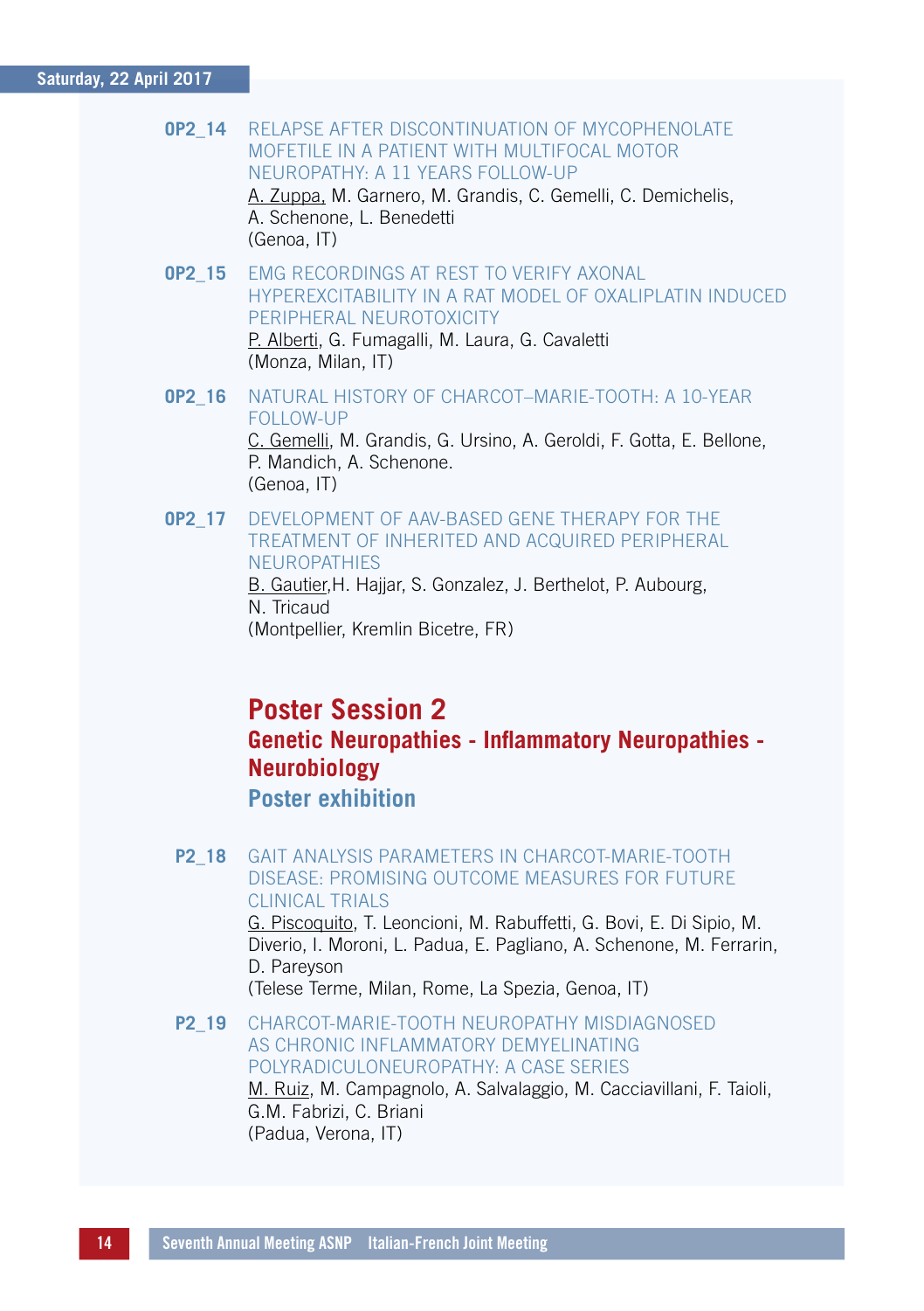**OP2_14** RELAPSE AFTER DISCONTINUATION OF MYCOPHENOLATE MOFETILE IN A PATIENT WITH MULTIFOCAL MOTOR NEUROPATHY: A 11 YEARS FOLLOW-UP
A. Zuppa, M. Garnero, M. Grandis, C. Gemelli, C. Demichelis, A. Schenone, L. Benedetti
(Genoa, IT)

**OP2_15** EMG RECORDINGS AT REST TO VERIFY AXONAL HYPEREXCITABILITY IN A RAT MODEL OF OXALIPLATIN INDUCED PERIPHERAL NEUROTOXICITY
P. Alberti, G. Fumagalli, M. Laura, G. Cavaletti
(Monza, Milan, IT)

**OP2_16** NATURAL HISTORY OF CHARCOT–MARIE-TOOTH: A 10-YEAR FOLLOW-UP
C. Gemelli, M. Grandis, G. Ursino, A. Geroldi, F. Gotta, E. Bellone, P. Mandich, A. Schenone.
(Genoa, IT)

**OP2_17** DEVELOPMENT OF AAV-BASED GENE THERAPY FOR THE TREATMENT OF INHERITED AND ACQUIRED PERIPHERAL NEUROPATHIES
B. Gautier,H. Hajjar, S. Gonzalez, J. Berthelot, P. Aubourg, N. Tricaud
(Montpellier, Kremlin Bicetre, FR)

## Poster Session 2

### Genetic Neuropathies - Inflammatory Neuropathies - Neurobiology

### Poster exhibition

**P2_18** GAIT ANALYSIS PARAMETERS IN CHARCOT-MARIE-TOOTH DISEASE: PROMISING OUTCOME MEASURES FOR FUTURE CLINICAL TRIALS
G. Piscoquito, T. Leoncioni, M. Rabuffetti, G. Bovi, E. Di Sipio, M. Diverio, I. Moroni, L. Padua, E. Pagliano, A. Schenone, M. Ferrarin, D. Pareyson
(Telese Terme, Milan, Rome, La Spezia, Genoa, IT)

**P2_19** CHARCOT-MARIE-TOOTH NEUROPATHY MISDIAGNOSED AS CHRONIC INFLAMMATORY DEMYELINATING POLYRADICULONEUROPATHY: A CASE SERIES
M. Ruiz, M. Campagnolo, A. Salvalaggio, M. Cacciavillani, F. Taioli, G.M. Fabrizi, C. Briani
(Padua, Verona, IT)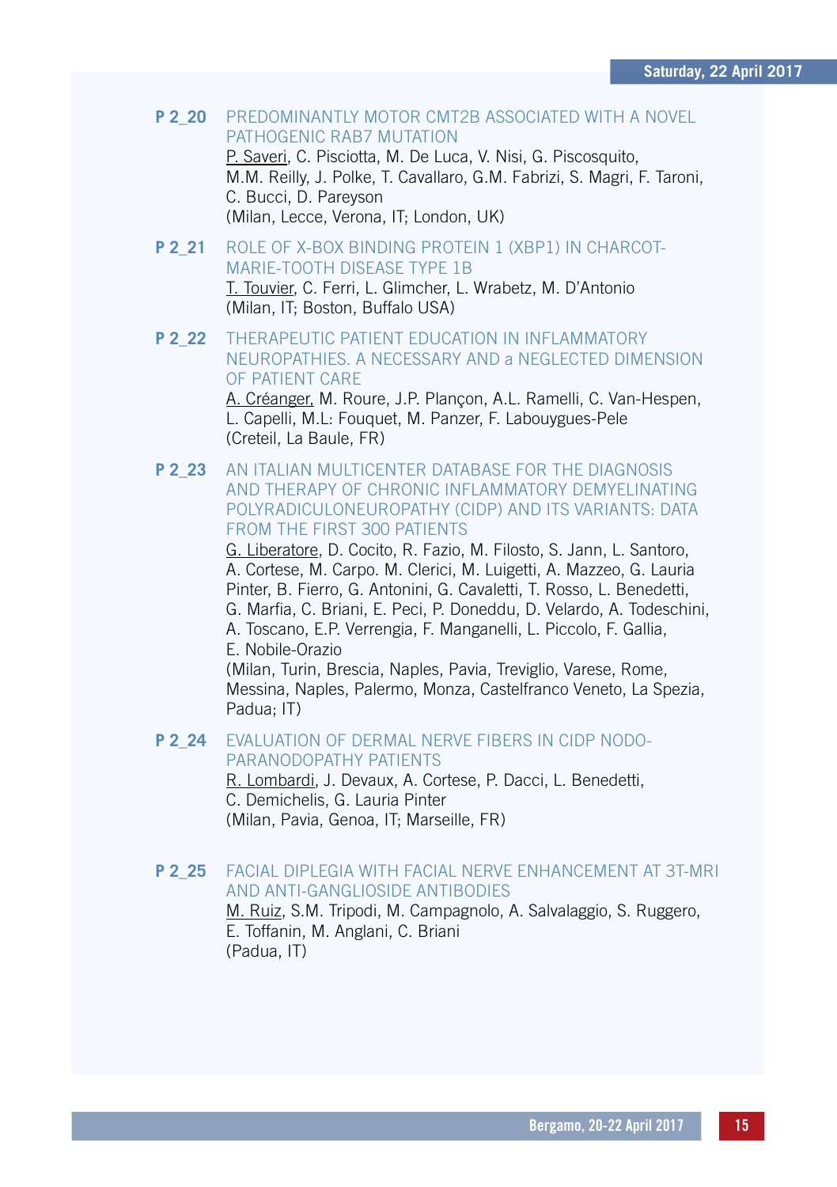**P 2_20** PREDOMINANTLY MOTOR CMT2B ASSOCIATED WITH A NOVEL PATHOGENIC RAB7 MUTATION
P. Saveri, C. Pisciotta, M. De Luca, V. Nisi, G. Piscosquito, M.M. Reilly, J. Polke, T. Cavallaro, G.M. Fabrizi, S. Magri, F. Taroni, C. Bucci, D. Pareyson
(Milan, Lecce, Verona, IT; London, UK)

**P 2_21** ROLE OF X-BOX BINDING PROTEIN 1 (XBP1) IN CHARCOT-MARIE-TOOTH DISEASE TYPE 1B
T. Touvier, C. Ferri, L. Glimcher, L. Wrabetz, M. D'Antonio
(Milan, IT; Boston, Buffalo USA)

**P 2_22** THERAPEUTIC PATIENT EDUCATION IN INFLAMMATORY NEUROPATHIES. A NECESSARY AND a NEGLECTED DIMENSION OF PATIENT CARE
A. Créanger, M. Roure, J.P. Plançon, A.L. Ramelli, C. Van-Hespen, L. Capelli, M.L: Fouquet, M. Panzer, F. Labouygues-Pele
(Creteil, La Baule, FR)

**P 2_23** AN ITALIAN MULTICENTER DATABASE FOR THE DIAGNOSIS AND THERAPY OF CHRONIC INFLAMMATORY DEMYELINATING POLYRADICULONEUROPATHY (CIDP) AND ITS VARIANTS: DATA FROM THE FIRST 300 PATIENTS
G. Liberatore, D. Cocito, R. Fazio, M. Filosto, S. Jann, L. Santoro, A. Cortese, M. Carpo. M. Clerici, M. Luigetti, A. Mazzeo, G. Lauria Pinter, B. Fierro, G. Antonini, G. Cavaletti, T. Rosso, L. Benedetti, G. Marfia, C. Briani, E. Peci, P. Doneddu, D. Velardo, A. Todeschini, A. Toscano, E.P. Verrengia, F. Manganelli, L. Piccolo, F. Gallia, E. Nobile-Orazio
(Milan, Turin, Brescia, Naples, Pavia, Treviglio, Varese, Rome, Messina, Naples, Palermo, Monza, Castelfranco Veneto, La Spezia, Padua; IT)

**P 2_24** EVALUATION OF DERMAL NERVE FIBERS IN CIDP NODO-PARANODOPATHY PATIENTS
R. Lombardi, J. Devaux, A. Cortese, P. Dacci, L. Benedetti, C. Demichelis, G. Lauria Pinter
(Milan, Pavia, Genoa, IT; Marseille, FR)

**P 2_25** FACIAL DIPLEGIA WITH FACIAL NERVE ENHANCEMENT AT 3T-MRI AND ANTI-GANGLIOSIDE ANTIBODIES
M. Ruiz, S.M. Tripodi, M. Campagnolo, A. Salvalaggio, S. Ruggero, E. Toffanin, M. Anglani, C. Briani
(Padua, IT)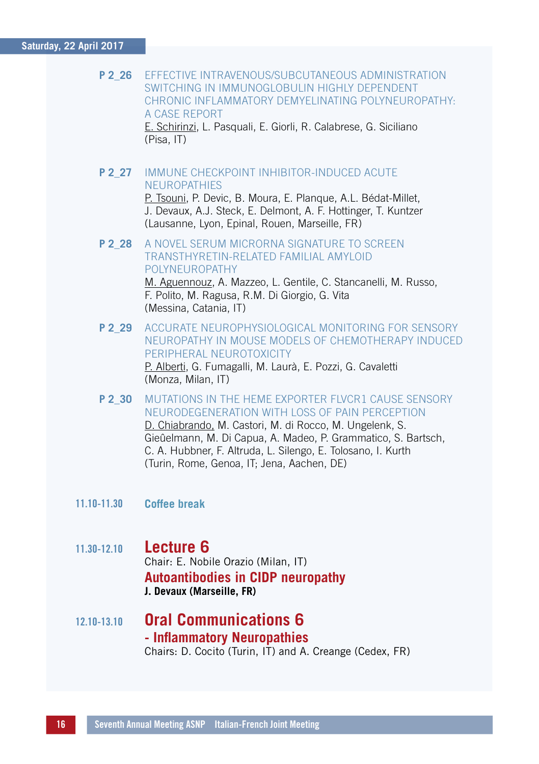**P 2_26** EFFECTIVE INTRAVENOUS/SUBCUTANEOUS ADMINISTRATION SWITCHING IN IMMUNOGLOBULIN HIGHLY DEPENDENT CHRONIC INFLAMMATORY DEMYELINATING POLYNEUROPATHY: A CASE REPORT
E. Schirinzi, L. Pasquali, E. Giorli, R. Calabrese, G. Siciliano
(Pisa, IT)

**P 2_27** IMMUNE CHECKPOINT INHIBITOR-INDUCED ACUTE NEUROPATHIES
P. Tsouni, P. Devic, B. Moura, E. Planque, A.L. Bédat-Millet, J. Devaux, A.J. Steck, E. Delmont, A. F. Hottinger, T. Kuntzer
(Lausanne, Lyon, Epinal, Rouen, Marseille, FR)

**P 2_28** A NOVEL SERUM MICRORNA SIGNATURE TO SCREEN TRANSTHYRETIN-RELATED FAMILIAL AMYLOID POLYNEUROPATHY
M. Aguennouz, A. Mazzeo, L. Gentile, C. Stancanelli, M. Russo, F. Polito, M. Ragusa, R.M. Di Giorgio, G. Vita
(Messina, Catania, IT)

**P 2_29** ACCURATE NEUROPHYSIOLOGICAL MONITORING FOR SENSORY NEUROPATHY IN MOUSE MODELS OF CHEMOTHERAPY INDUCED PERIPHERAL NEUROTOXICITY
P. Alberti, G. Fumagalli, M. Laurà, E. Pozzi, G. Cavaletti
(Monza, Milan, IT)

**P 2_30** MUTATIONS IN THE HEME EXPORTER FLVCR1 CAUSE SENSORY NEURODEGENERATION WITH LOSS OF PAIN PERCEPTION
D. Chiabrando, M. Castori, M. di Rocco, M. Ungelenk, S. Gieûelmann, M. Di Capua, A. Madeo, P. Grammatico, S. Bartsch, C. A. Hubbner, F. Altruda, L. Silengo, E. Tolosano, I. Kurth
(Turin, Rome, Genoa, IT; Jena, Aachen, DE)

**11.10-11.30** **Coffee break**

**11.30-12.10**

## Lecture 6

Chair: E. Nobile Orazio (Milan, IT)

**Autoantibodies in CIDP neuropathy**
**J. Devaux (Marseille, FR)**

**12.10-13.10**

## Oral Communications 6 - Inflammatory Neuropathies

Chairs: D. Cocito (Turin, IT) and A. Creange (Cedex, FR)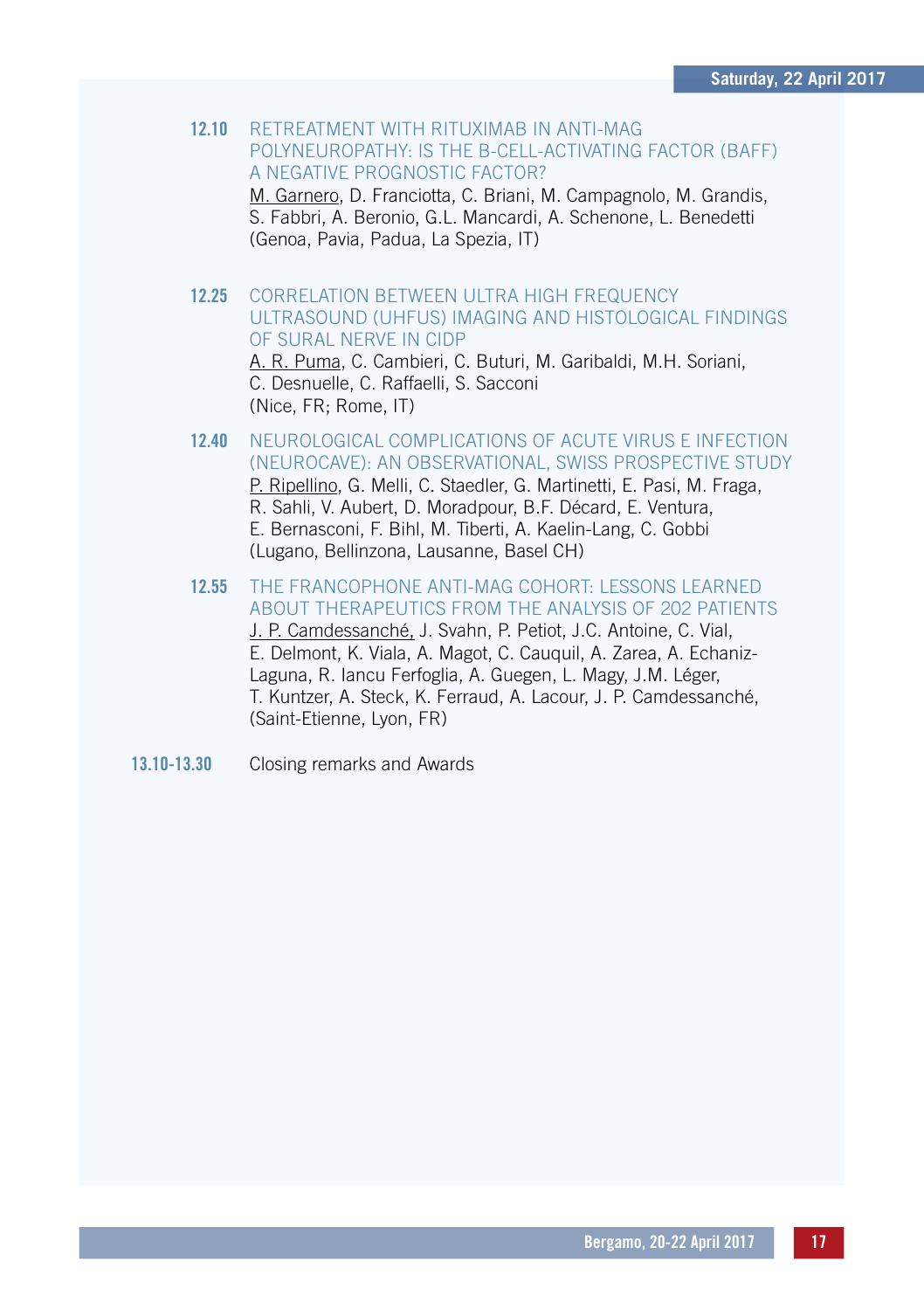**12.10** RETREATMENT WITH RITUXIMAB IN ANTI-MAG POLYNEUROPATHY: IS THE B-CELL-ACTIVATING FACTOR (BAFF) A NEGATIVE PROGNOSTIC FACTOR?
M. Garnero, D. Franciotta, C. Briani, M. Campagnolo, M. Grandis, S. Fabbri, A. Beronio, G.L. Mancardi, A. Schenone, L. Benedetti
(Genoa, Pavia, Padua, La Spezia, IT)

**12.25** CORRELATION BETWEEN ULTRA HIGH FREQUENCY ULTRASOUND (UHFUS) IMAGING AND HISTOLOGICAL FINDINGS OF SURAL NERVE IN CIDP
A. R. Puma, C. Cambieri, C. Buturi, M. Garibaldi, M.H. Soriani, C. Desnuelle, C. Raffaelli, S. Sacconi
(Nice, FR; Rome, IT)

**12.40** NEUROLOGICAL COMPLICATIONS OF ACUTE VIRUS E INFECTION (NEUROCAVE): AN OBSERVATIONAL, SWISS PROSPECTIVE STUDY
P. Ripellino, G. Melli, C. Staedler, G. Martinetti, E. Pasi, M. Fraga, R. Sahli, V. Aubert, D. Moradpour, B.F. Décard, E. Ventura, E. Bernasconi, F. Bihl, M. Tiberti, A. Kaelin-Lang, C. Gobbi
(Lugano, Bellinzona, Lausanne, Basel CH)

**12.55** THE FRANCOPHONE ANTI-MAG COHORT: LESSONS LEARNED ABOUT THERAPEUTICS FROM THE ANALYSIS OF 202 PATIENTS
J. P. Camdessanché, J. Svahn, P. Petiot, J.C. Antoine, C. Vial, E. Delmont, K. Viala, A. Magot, C. Cauquil, A. Zarea, A. Echaniz-Laguna, R. Iancu Ferfoglia, A. Guegen, L. Magy, J.M. Léger, T. Kuntzer, A. Steck, K. Ferraud, A. Lacour, J. P. Camdessanché, (Saint-Etienne, Lyon, FR)

**13.10-13.30** Closing remarks and Awards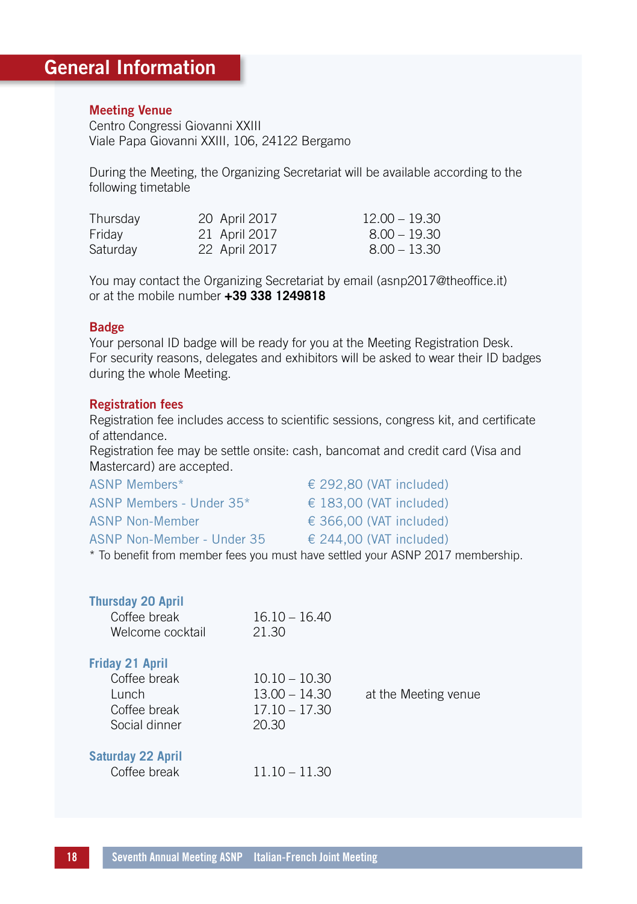# General Information

## Meeting Venue

Centro Congressi Giovanni XXIII
Viale Papa Giovanni XXIII, 106, 24122 Bergamo

During the Meeting, the Organizing Secretariat will be available according to the following timetable

| | | |
|---|---|---|
| Thursday | 20 April 2017 | 12.00 – 19.30 |
| Friday | 21 April 2017 | 8.00 – 19.30 |
| Saturday | 22 April 2017 | 8.00 – 13.30 |

You may contact the Organizing Secretariat by email (asnp2017@theoffice.it) or at the mobile number **+39 338 1249818**

## Badge

Your personal ID badge will be ready for you at the Meeting Registration Desk.
For security reasons, delegates and exhibitors will be asked to wear their ID badges during the whole Meeting.

## Registration fees

Registration fee includes access to scientific sessions, congress kit, and certificate of attendance.
Registration fee may be settle onsite: cash, bancomat and credit card (Visa and Mastercard) are accepted.

| | |
|---|---|
| ASNP Members* | € 292,80 (VAT included) |
| ASNP Members - Under 35* | € 183,00 (VAT included) |
| ASNP Non-Member | € 366,00 (VAT included) |
| ASNP Non-Member - Under 35 | € 244,00 (VAT included) |

* To benefit from member fees you must have settled your ASNP 2017 membership.

### Thursday 20 April

| | | |
|---|---|---|
| Coffee break | 16.10 – 16.40 | |
| Welcome cocktail | 21.30 | |

### Friday 21 April

| | | |
|---|---|---|
| Coffee break | 10.10 – 10.30 | |
| Lunch | 13.00 – 14.30 | at the Meeting venue |
| Coffee break | 17.10 – 17.30 | |
| Social dinner | 20.30 | |

### Saturday 22 April

| | | |
|---|---|---|
| Coffee break | 11.10 – 11.30 | |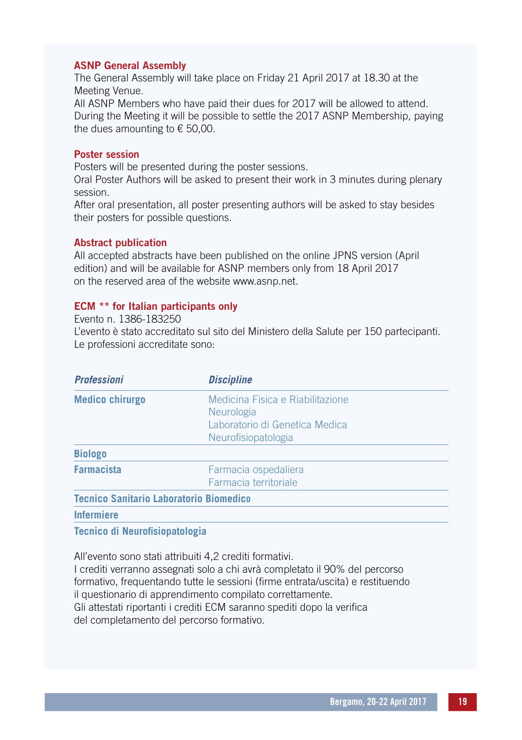### ASNP General Assembly

The General Assembly will take place on Friday 21 April 2017 at 18.30 at the Meeting Venue.
All ASNP Members who have paid their dues for 2017 will be allowed to attend.
During the Meeting it will be possible to settle the 2017 ASNP Membership, paying the dues amounting to € 50,00.

### Poster session

Posters will be presented during the poster sessions.
Oral Poster Authors will be asked to present their work in 3 minutes during plenary session.
After oral presentation, all poster presenting authors will be asked to stay besides their posters for possible questions.

### Abstract publication

All accepted abstracts have been published on the online JPNS version (April edition) and will be available for ASNP members only from 18 April 2017 on the reserved area of the website www.asnp.net.

### ECM ** for Italian participants only

Evento n. 1386-183250
L'evento è stato accreditato sul sito del Ministero della Salute per 150 partecipanti.
Le professioni accreditate sono:

| *Professioni* | *Discipline* |
|---|---|
| **Medico chirurgo** | Medicina Fisica e Riabilitazione<br>Neurologia<br>Laboratorio di Genetica Medica<br>Neurofisiopatologia |
| **Biologo** | |
| **Farmacista** | Farmacia ospedaliera<br>Farmacia territoriale |
| **Tecnico Sanitario Laboratorio Biomedico** | |
| **Infermiere** | |
| **Tecnico di Neurofisiopatologia** | |

All'evento sono stati attribuiti 4,2 crediti formativi.
I crediti verranno assegnati solo a chi avrà completato il 90% del percorso formativo, frequentando tutte le sessioni (firme entrata/uscita) e restituendo il questionario di apprendimento compilato correttamente.
Gli attestati riportanti i crediti ECM saranno spediti dopo la verifica del completamento del percorso formativo.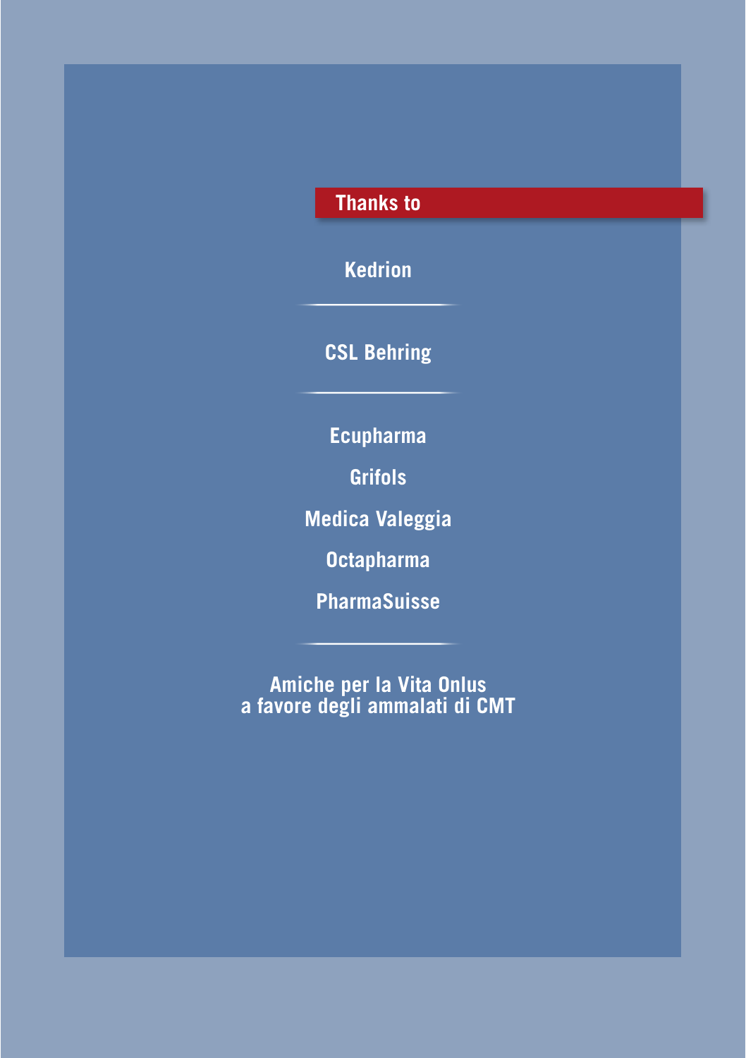## Thanks to

**Kedrion**

---

**CSL Behring**

---

**Ecupharma**

**Grifols**

**Medica Valeggia**

**Octapharma**

**PharmaSuisse**

---

**Amiche per la Vita Onlus**
**a favore degli ammalati di CMT**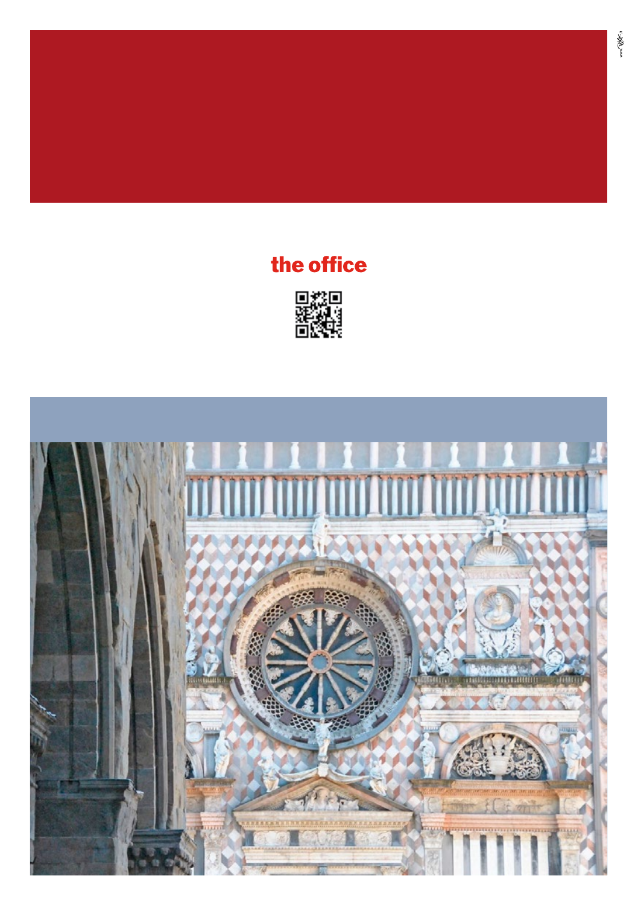**the office**